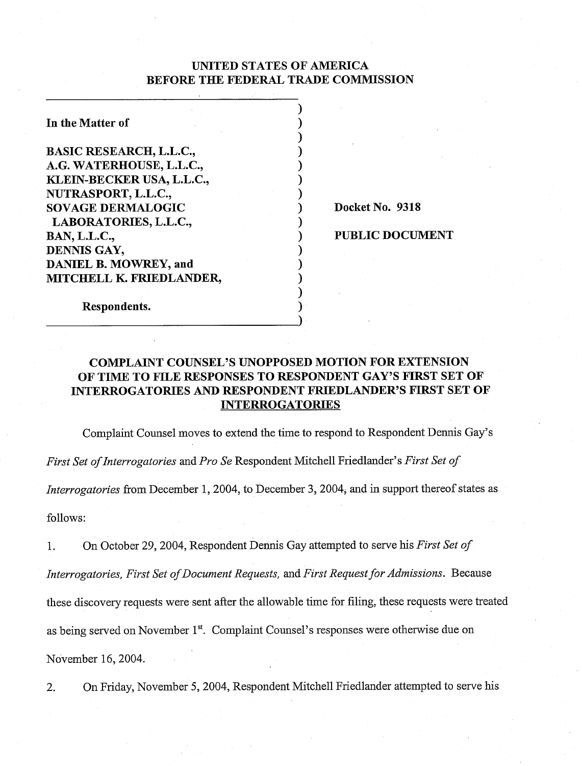**UNITED STATES OF AMERICA**
**BEFORE THE FEDERAL TRADE COMMISSION**

| | |
|---|---|
| **In the Matter of**<br><br>**BASIC RESEARCH, L.L.C.,**<br>**A.G. WATERHOUSE, L.L.C.,**<br>**KLEIN-BECKER USA, L.L.C.,**<br>**NUTRASPORT, L.L.C.,**<br>**SOVAGE DERMALOGIC LABORATORIES, L.L.C.,**<br>**BAN, L.L.C.,**<br>**DENNIS GAY,**<br>**DANIEL B. MOWREY, and**<br>**MITCHELL K. FRIEDLANDER,**<br><br>**Respondents.** | **Docket No. 9318**<br><br>**PUBLIC DOCUMENT** |

## COMPLAINT COUNSEL'S UNOPPOSED MOTION FOR EXTENSION OF TIME TO FILE RESPONSES TO RESPONDENT GAY'S FIRST SET OF INTERROGATORIES AND RESPONDENT FRIEDLANDER'S FIRST SET OF INTERROGATORIES

Complaint Counsel moves to extend the time to respond to Respondent Dennis Gay's *First Set of Interrogatories* and *Pro Se* Respondent Mitchell Friedlander's *First Set of Interrogatories* from December 1, 2004, to December 3, 2004, and in support thereof states as follows:

1. On October 29, 2004, Respondent Dennis Gay attempted to serve his *First Set of Interrogatories, First Set of Document Requests,* and *First Request for Admissions*. Because these discovery requests were sent after the allowable time for filing, these requests were treated as being served on November 1st. Complaint Counsel's responses were otherwise due on November 16, 2004.

2. On Friday, November 5, 2004, Respondent Mitchell Friedlander attempted to serve his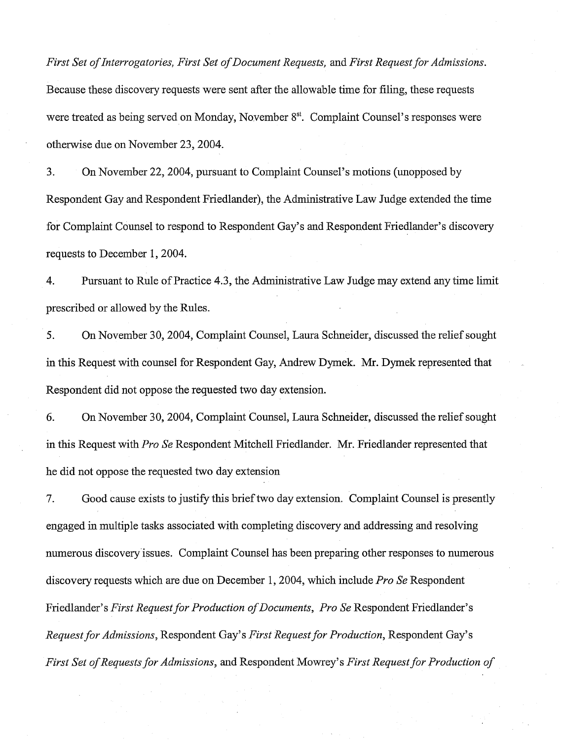*First Set of Interrogatories, First Set of Document Requests,* and *First Request for Admissions*. Because these discovery requests were sent after the allowable time for filing, these requests were treated as being served on Monday, November 8st. Complaint Counsel's responses were otherwise due on November 23, 2004.

3. On November 22, 2004, pursuant to Complaint Counsel's motions (unopposed by Respondent Gay and Respondent Friedlander), the Administrative Law Judge extended the time for Complaint Counsel to respond to Respondent Gay's and Respondent Friedlander's discovery requests to December 1, 2004.

4. Pursuant to Rule of Practice 4.3, the Administrative Law Judge may extend any time limit prescribed or allowed by the Rules.

5. On November 30, 2004, Complaint Counsel, Laura Schneider, discussed the relief sought in this Request with counsel for Respondent Gay, Andrew Dymek. Mr. Dymek represented that Respondent did not oppose the requested two day extension.

6. On November 30, 2004, Complaint Counsel, Laura Schneider, discussed the relief sought in this Request with *Pro Se* Respondent Mitchell Friedlander. Mr. Friedlander represented that he did not oppose the requested two day extension

7. Good cause exists to justify this brief two day extension. Complaint Counsel is presently engaged in multiple tasks associated with completing discovery and addressing and resolving numerous discovery issues. Complaint Counsel has been preparing other responses to numerous discovery requests which are due on December 1, 2004, which include *Pro Se* Respondent Friedlander's *First Request for Production of Documents, Pro Se* Respondent Friedlander's *Request for Admissions*, Respondent Gay's *First Request for Production*, Respondent Gay's *First Set of Requests for Admissions,* and Respondent Mowrey's *First Request for Production of*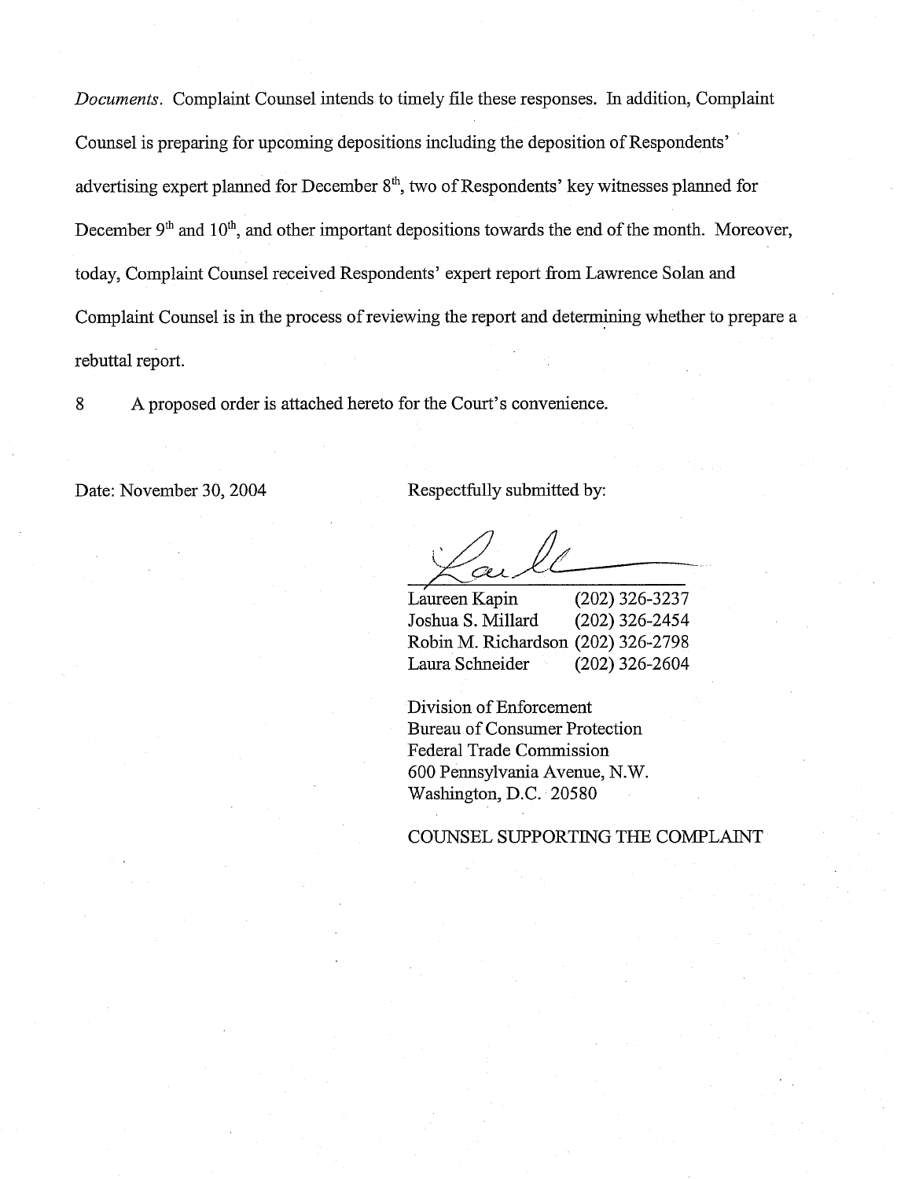*Documents.* Complaint Counsel intends to timely file these responses. In addition, Complaint Counsel is preparing for upcoming depositions including the deposition of Respondents' advertising expert planned for December 8th, two of Respondents' key witnesses planned for December 9th and 10th, and other important depositions towards the end of the month. Moreover, today, Complaint Counsel received Respondents' expert report from Lawrence Solan and Complaint Counsel is in the process of reviewing the report and determining whether to prepare a rebuttal report.

8 A proposed order is attached hereto for the Court's convenience.

Date: November 30, 2004

Respectfully submitted by:

| | |
|---|---|
| Laureen Kapin | (202) 326-3237 |
| Joshua S. Millard | (202) 326-2454 |
| Robin M. Richardson | (202) 326-2798 |
| Laura Schneider | (202) 326-2604 |

Division of Enforcement
Bureau of Consumer Protection
Federal Trade Commission
600 Pennsylvania Avenue, N.W.
Washington, D.C. 20580

COUNSEL SUPPORTING THE COMPLAINT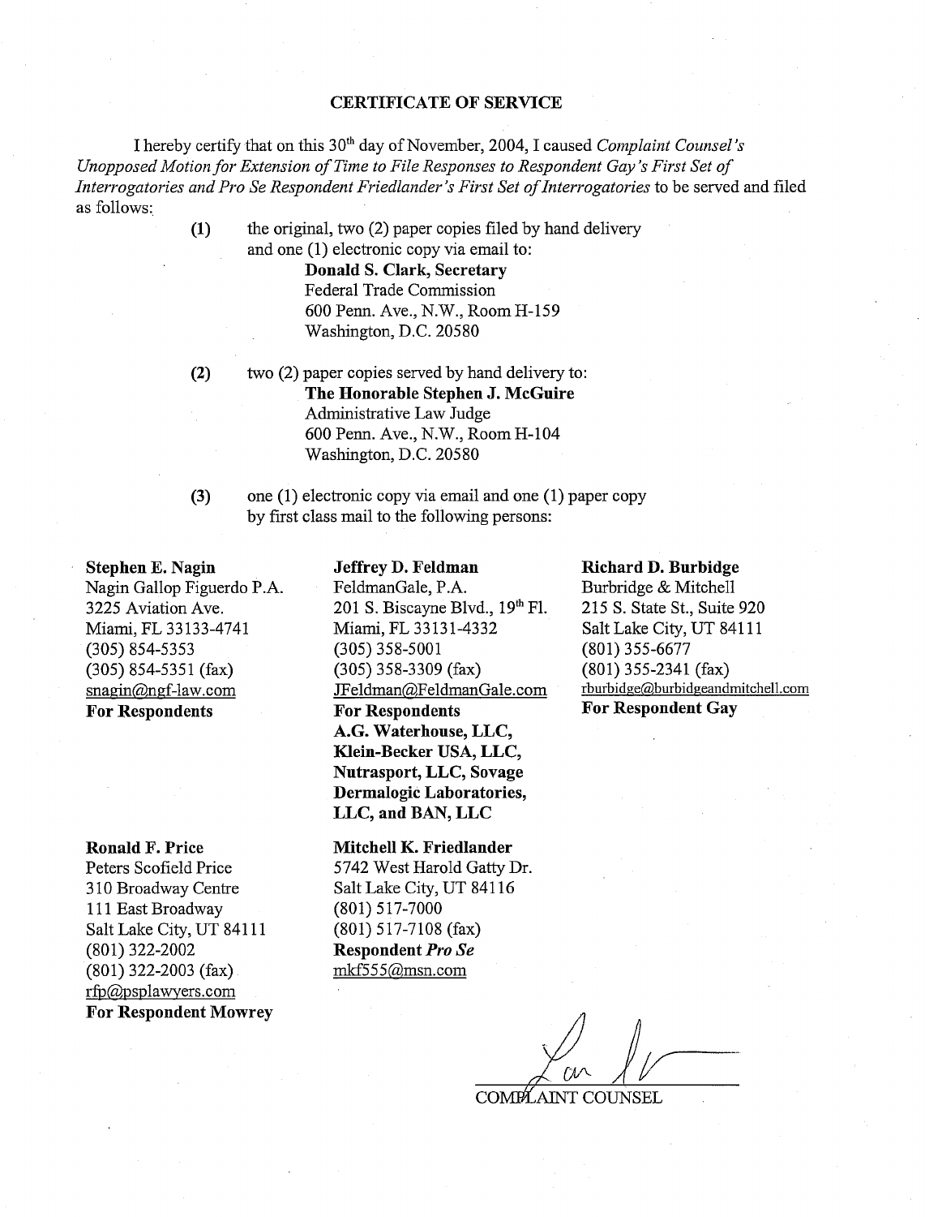## CERTIFICATE OF SERVICE

I hereby certify that on this 30th day of November, 2004, I caused *Complaint Counsel's Unopposed Motion for Extension of Time to File Responses to Respondent Gay's First Set of Interrogatories and Pro Se Respondent Friedlander's First Set of Interrogatories* to be served and filed as follows:

(1) the original, two (2) paper copies filed by hand delivery and one (1) electronic copy via email to:
**Donald S. Clark, Secretary**
Federal Trade Commission
600 Penn. Ave., N.W., Room H-159
Washington, D.C. 20580

(2) two (2) paper copies served by hand delivery to:
**The Honorable Stephen J. McGuire**
Administrative Law Judge
600 Penn. Ave., N.W., Room H-104
Washington, D.C. 20580

(3) one (1) electronic copy via email and one (1) paper copy by first class mail to the following persons:

**Stephen E. Nagin**
Nagin Gallop Figuerdo P.A.
3225 Aviation Ave.
Miami, FL 33133-4741
(305) 854-5353
(305) 854-5351 (fax)
snagin@ngf-law.com
**For Respondents**

**Jeffrey D. Feldman**
FeldmanGale, P.A.
201 S. Biscayne Blvd., 19th Fl.
Miami, FL 33131-4332
(305) 358-5001
(305) 358-3309 (fax)
JFeldman@FeldmanGale.com
**For Respondents A.G. Waterhouse, LLC, Klein-Becker USA, LLC, Nutrasport, LLC, Sovage Dermalogic Laboratories, LLC, and BAN, LLC**

**Richard D. Burbidge**
Burbridge & Mitchell
215 S. State St., Suite 920
Salt Lake City, UT 84111
(801) 355-6677
(801) 355-2341 (fax)
rburbidge@burbidgeandmitchell.com
**For Respondent Gay**

**Ronald F. Price**
Peters Scofield Price
310 Broadway Centre
111 East Broadway
Salt Lake City, UT 84111
(801) 322-2002
(801) 322-2003 (fax)
rfp@psplawyers.com
**For Respondent Mowrey**

**Mitchell K. Friedlander**
5742 West Harold Gatty Dr.
Salt Lake City, UT 84116
(801) 517-7000
(801) 517-7108 (fax)
**Respondent *Pro Se***
mkf555@msn.com

COMPLAINT COUNSEL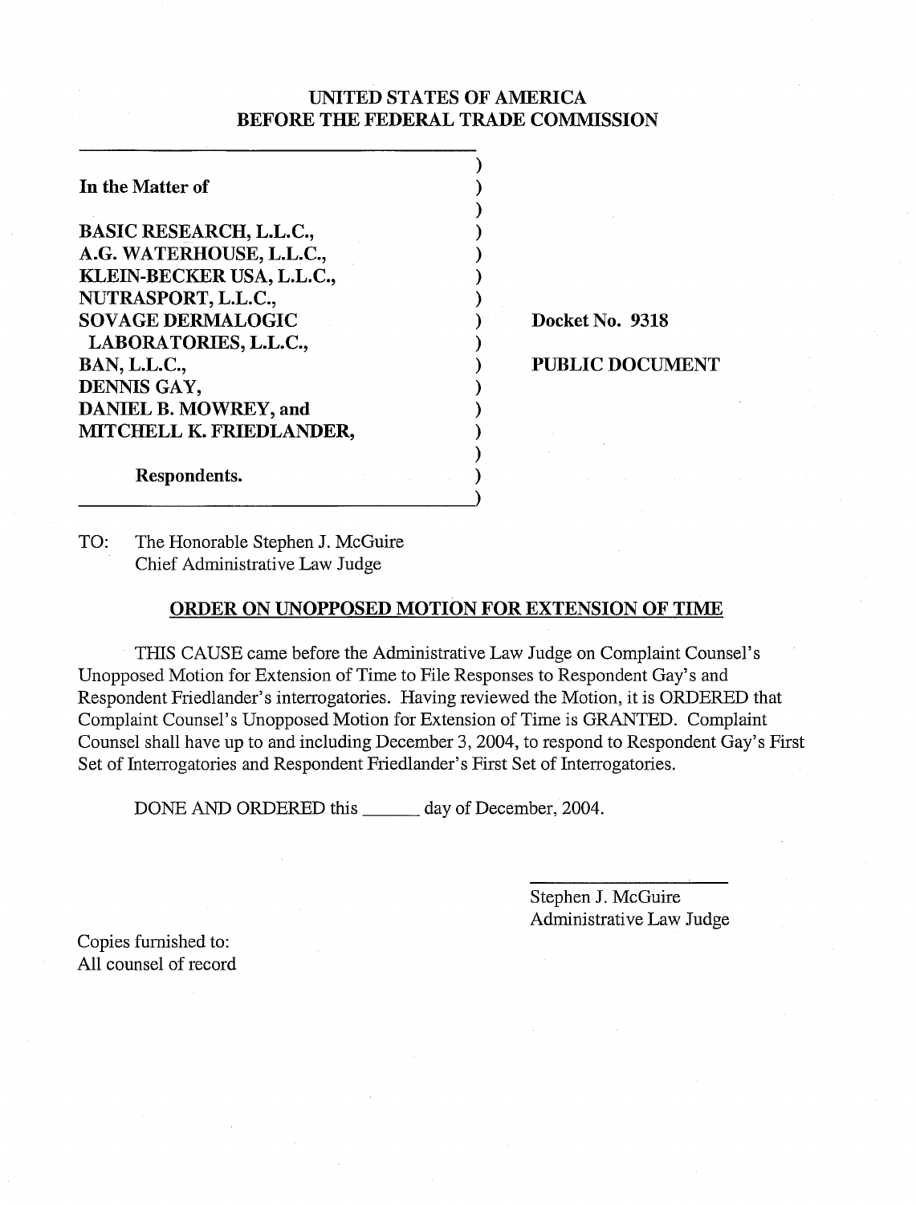**UNITED STATES OF AMERICA**
**BEFORE THE FEDERAL TRADE COMMISSION**

| | | |
|---|---|---|
| **In the Matter of** | ) | |
| | ) | |
| **BASIC RESEARCH, L.L.C.,** | ) | |
| **A.G. WATERHOUSE, L.L.C.,** | ) | |
| **KLEIN-BECKER USA, L.L.C.,** | ) | |
| **NUTRASPORT, L.L.C.,** | ) | |
| **SOVAGE DERMALOGIC** | ) | **Docket No. 9318** |
| **LABORATORIES, L.L.C.,** | ) | |
| **BAN, L.L.C.,** | ) | **PUBLIC DOCUMENT** |
| **DENNIS GAY,** | ) | |
| **DANIEL B. MOWREY, and** | ) | |
| **MITCHELL K. FRIEDLANDER,** | ) | |
| | ) | |
| **Respondents.** | ) | |

TO: The Honorable Stephen J. McGuire
Chief Administrative Law Judge

**ORDER ON UNOPPOSED MOTION FOR EXTENSION OF TIME**

THIS CAUSE came before the Administrative Law Judge on Complaint Counsel's Unopposed Motion for Extension of Time to File Responses to Respondent Gay's and Respondent Friedlander's interrogatories. Having reviewed the Motion, it is ORDERED that Complaint Counsel's Unopposed Motion for Extension of Time is GRANTED. Complaint Counsel shall have up to and including December 3, 2004, to respond to Respondent Gay's First Set of Interrogatories and Respondent Friedlander's First Set of Interrogatories.

DONE AND ORDERED this ______ day of December, 2004.

Stephen J. McGuire
Administrative Law Judge

Copies furnished to:
All counsel of record